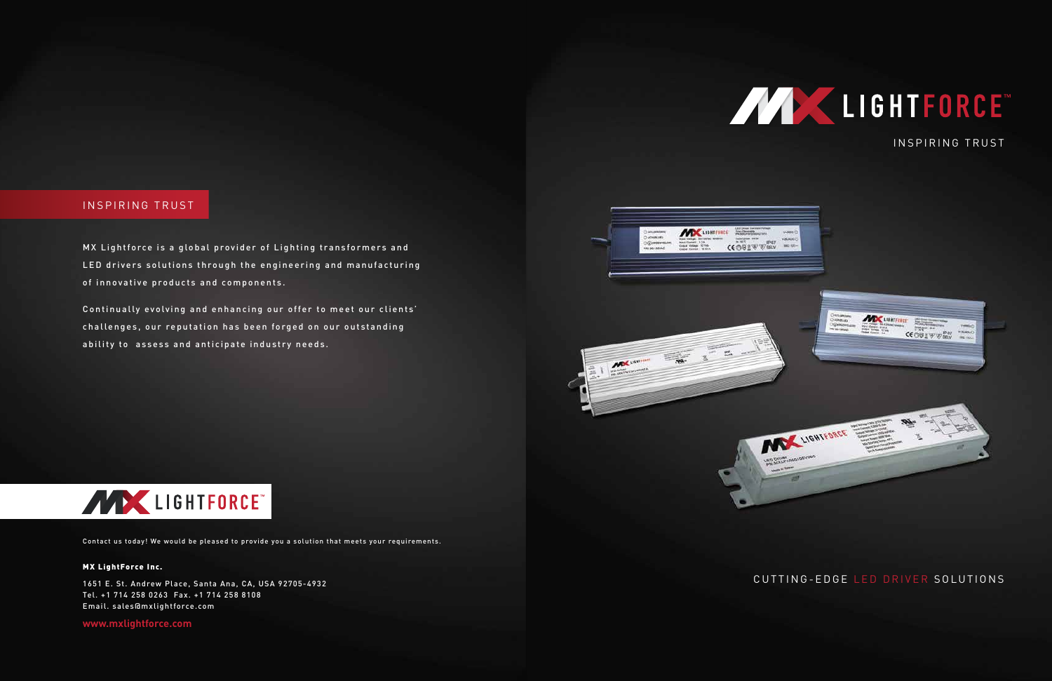## INSPIRING TRUST

MX Lightforce is a global provider of Lighting transformers and LED drivers solutions through the engineering and manufacturing of innovative products and components.

Continually evolving and enhancing our offer to meet our clients' challenges, our reputation has been forged on our outstanding ability to assess and anticipate industry needs.

MX LIGHTFORCE™

Contact us today! We would be pleased to provide you a solution that meets your requirements.

**MX LightForce Inc.**

1651 E. St. Andrew Place, Santa Ana, CA, USA 92705-4932
Tel. +1 714 258 0263 Fax. +1 714 258 8108
Email. sales@mxlightforce.com

www.mxlightforce.com

# MX LIGHTFORCE™

INSPIRING TRUST

CUTTING-EDGE LED DRIVER SOLUTIONS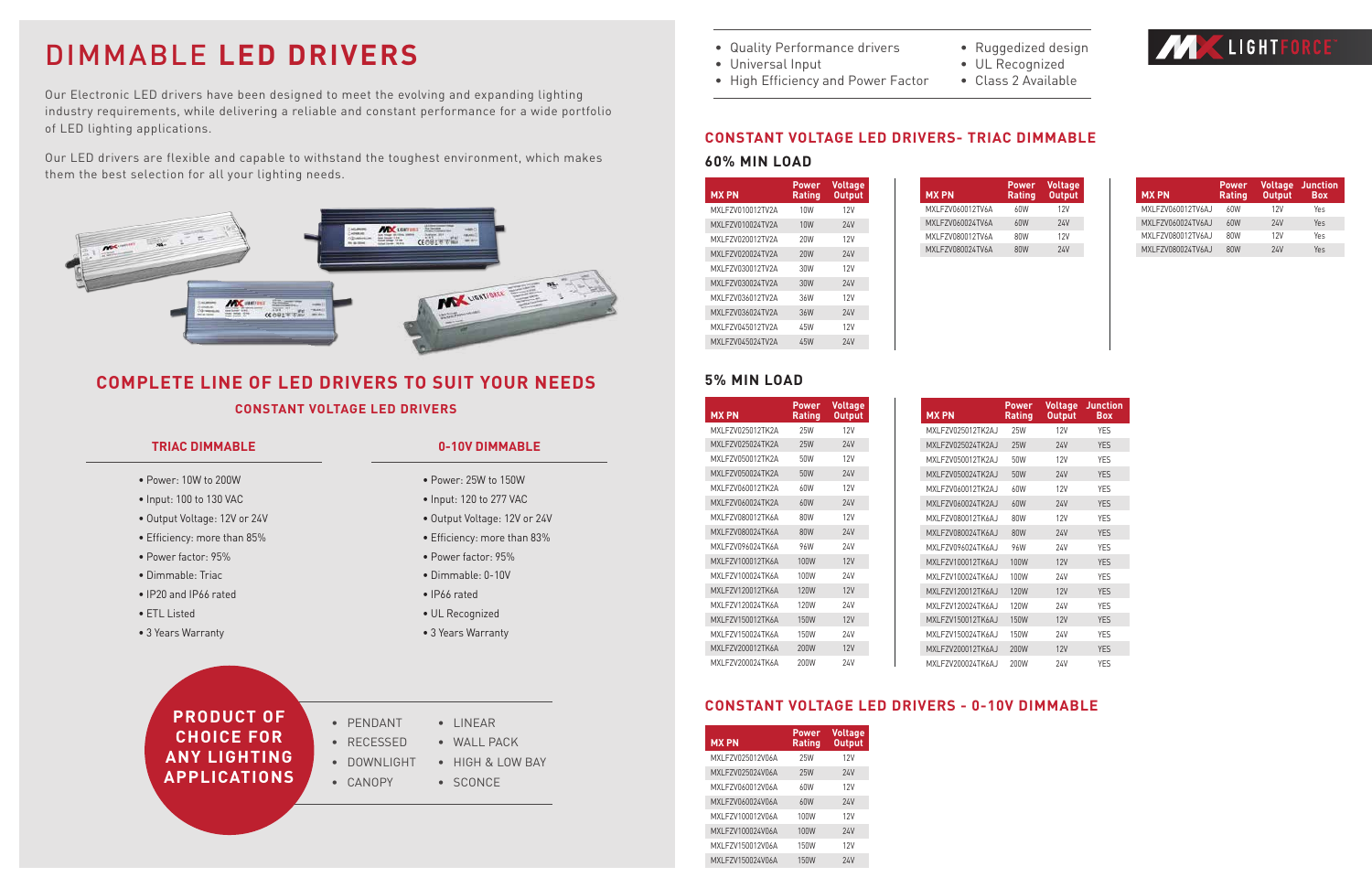# DIMMABLE LED DRIVERS

Our Electronic LED drivers have been designed to meet the evolving and expanding lighting industry requirements, while delivering a reliable and constant performance for a wide portfolio of LED lighting applications.

Our LED drivers are flexible and capable to withstand the toughest environment, which makes them the best selection for all your lighting needs.

## COMPLETE LINE OF LED DRIVERS TO SUIT YOUR NEEDS

### CONSTANT VOLTAGE LED DRIVERS

#### TRIAC DIMMABLE

- Power: 10W to 200W
- Input: 100 to 130 VAC
- Output Voltage: 12V or 24V
- Efficiency: more than 85%
- Power factor: 95%
- Dimmable: Triac
- IP20 and IP66 rated
- ETL Listed
- 3 Years Warranty

#### 0-10V DIMMABLE

- Power: 25W to 150W
- Input: 120 to 277 VAC
- Output Voltage: 12V or 24V
- Efficiency: more than 83%
- Power factor: 95%
- Dimmable: 0-10V
- IP66 rated
- UL Recognized
- 3 Years Warranty

**PRODUCT OF CHOICE FOR ANY LIGHTING APPLICATIONS**

- PENDANT
- RECESSED
- DOWNLIGHT
- CANOPY
- LINEAR
- WALL PACK
- HIGH & LOW BAY
- SCONCE

---

- Quality Performance drivers
- Universal Input
- High Efficiency and Power Factor
- Ruggedized design
- UL Recognized
- Class 2 Available

MX LIGHTFORCE

## CONSTANT VOLTAGE LED DRIVERS- TRIAC DIMMABLE

### 60% MIN LOAD

| MX PN | Power Rating | Voltage Output |
|---|---|---|
| MXLFZV010012TV2A | 10W | 12V |
| MXLFZV010024TV2A | 10W | 24V |
| MXLFZV020012TV2A | 20W | 12V |
| MXLFZV020024TV2A | 20W | 24V |
| MXLFZV030012TV2A | 30W | 12V |
| MXLFZV030024TV2A | 30W | 24V |
| MXLFZV036012TV2A | 36W | 12V |
| MXLFZV036024TV2A | 36W | 24V |
| MXLFZV045012TV2A | 45W | 12V |
| MXLFZV045024TV2A | 45W | 24V |

| MX PN | Power Rating | Voltage Output |
|---|---|---|
| MXLFZV060012TV6A | 60W | 12V |
| MXLFZV060024TV6A | 60W | 24V |
| MXLFZV080012TV6A | 80W | 12V |
| MXLFZV080024TV6A | 80W | 24V |

| MX PN | Power Rating | Voltage Output | Junction Box |
|---|---|---|---|
| MXLFZV060012TV6AJ | 60W | 12V | Yes |
| MXLFZV060024TV6AJ | 60W | 24V | Yes |
| MXLFZV080012TV6AJ | 80W | 12V | Yes |
| MXLFZV080024TV6AJ | 80W | 24V | Yes |

### 5% MIN LOAD

| MX PN | Power Rating | Voltage Output |
|---|---|---|
| MXLFZV025012TK2A | 25W | 12V |
| MXLFZV025024TK2A | 25W | 24V |
| MXLFZV050012TK2A | 50W | 12V |
| MXLFZV050024TK2A | 50W | 24V |
| MXLFZV060012TK2A | 60W | 12V |
| MXLFZV060024TK2A | 60W | 24V |
| MXLFZV080012TK6A | 80W | 12V |
| MXLFZV080024TK6A | 80W | 24V |
| MXLFZV096024TK6A | 96W | 24V |
| MXLFZV100012TK6A | 100W | 12V |
| MXLFZV100024TK6A | 100W | 24V |
| MXLFZV120012TK6A | 120W | 12V |
| MXLFZV120024TK6A | 120W | 24V |
| MXLFZV150012TK6A | 150W | 12V |
| MXLFZV150024TK6A | 150W | 24V |
| MXLFZV200012TK6A | 200W | 12V |
| MXLFZV200024TK6A | 200W | 24V |

| MX PN | Power Rating | Voltage Output | Junction Box |
|---|---|---|---|
| MXLFZV025012TK2AJ | 25W | 12V | YES |
| MXLFZV025024TK2AJ | 25W | 24V | YES |
| MXLFZV050012TK2AJ | 50W | 12V | YES |
| MXLFZV050024TK2AJ | 50W | 24V | YES |
| MXLFZV060012TK2AJ | 60W | 12V | YES |
| MXLFZV060024TK2AJ | 60W | 24V | YES |
| MXLFZV080012TK6AJ | 80W | 12V | YES |
| MXLFZV080024TK6AJ | 80W | 24V | YES |
| MXLFZV096024TK6AJ | 96W | 24V | YES |
| MXLFZV100012TK6AJ | 100W | 12V | YES |
| MXLFZV100024TK6AJ | 100W | 24V | YES |
| MXLFZV120012TK6AJ | 120W | 12V | YES |
| MXLFZV120024TK6AJ | 120W | 24V | YES |
| MXLFZV150012TK6AJ | 150W | 12V | YES |
| MXLFZV150024TK6AJ | 150W | 24V | YES |
| MXLFZV200012TK6AJ | 200W | 12V | YES |
| MXLFZV200024TK6AJ | 200W | 24V | YES |

## CONSTANT VOLTAGE LED DRIVERS - 0-10V DIMMABLE

| MX PN | Power Rating | Voltage Output |
|---|---|---|
| MXLFZV025012V06A | 25W | 12V |
| MXLFZV025024V06A | 25W | 24V |
| MXLFZV060012V06A | 60W | 12V |
| MXLFZV060024V06A | 60W | 24V |
| MXLFZV100012V06A | 100W | 12V |
| MXLFZV100024V06A | 100W | 24V |
| MXLFZV150012V06A | 150W | 12V |
| MXLFZV150024V06A | 150W | 24V |